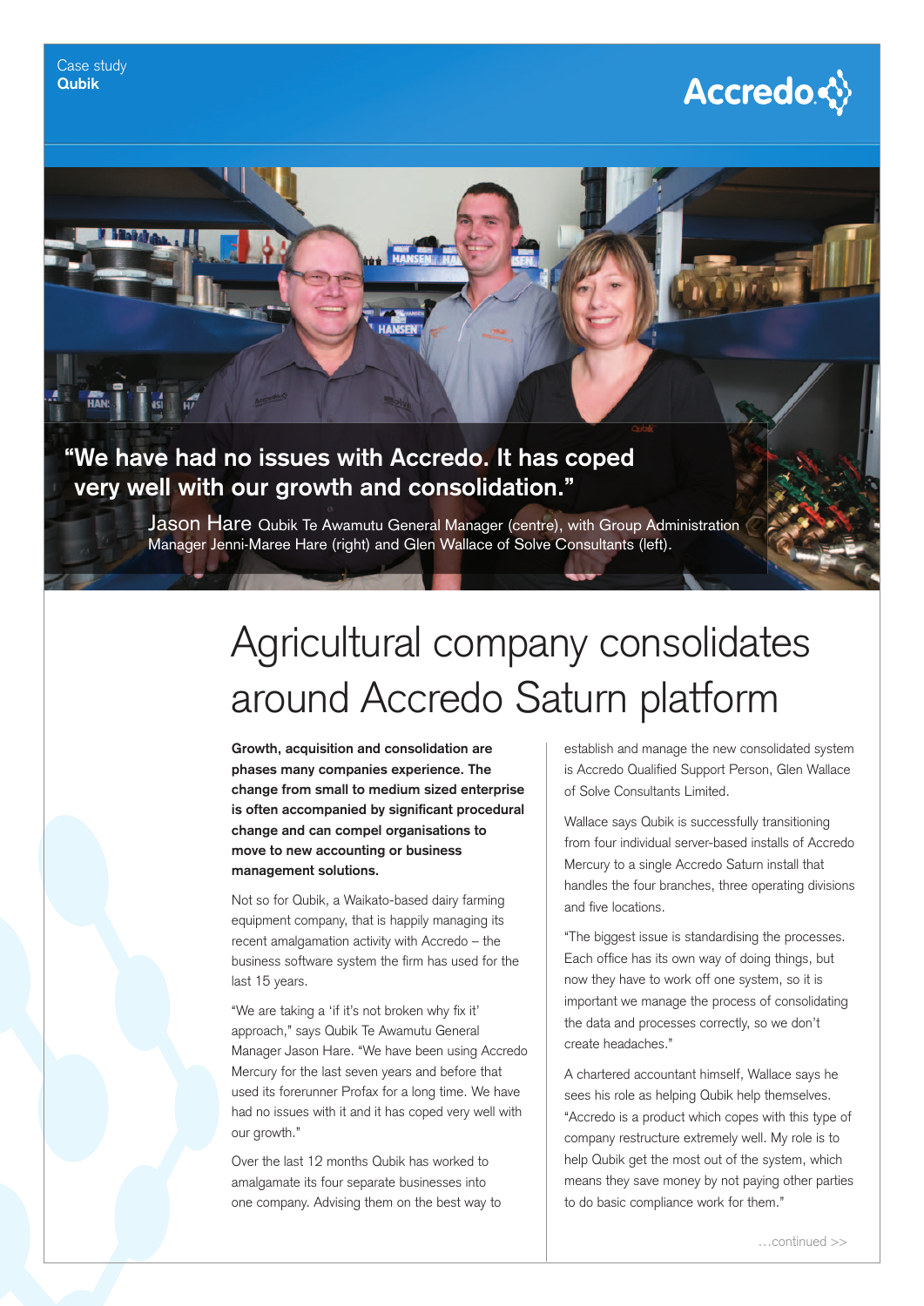Case study
**Qubik**

Accredo

**"We have had no issues with Accredo. It has coped very well with our growth and consolidation."**

Jason Hare Qubik Te Awamutu General Manager (centre), with Group Administration Manager Jenni-Maree Hare (right) and Glen Wallace of Solve Consultants (left).

# Agricultural company consolidates around Accredo Saturn platform

**Growth, acquisition and consolidation are phases many companies experience. The change from small to medium sized enterprise is often accompanied by significant procedural change and can compel organisations to move to new accounting or business management solutions.**

Not so for Qubik, a Waikato-based dairy farming equipment company, that is happily managing its recent amalgamation activity with Accredo – the business software system the firm has used for the last 15 years.

"We are taking a 'if it's not broken why fix it' approach," says Qubik Te Awamutu General Manager Jason Hare. "We have been using Accredo Mercury for the last seven years and before that used its forerunner Profax for a long time. We have had no issues with it and it has coped very well with our growth."

Over the last 12 months Qubik has worked to amalgamate its four separate businesses into one company. Advising them on the best way to establish and manage the new consolidated system is Accredo Qualified Support Person, Glen Wallace of Solve Consultants Limited.

Wallace says Qubik is successfully transitioning from four individual server-based installs of Accredo Mercury to a single Accredo Saturn install that handles the four branches, three operating divisions and five locations.

"The biggest issue is standardising the processes. Each office has its own way of doing things, but now they have to work off one system, so it is important we manage the process of consolidating the data and processes correctly, so we don't create headaches."

A chartered accountant himself, Wallace says he sees his role as helping Qubik help themselves. "Accredo is a product which copes with this type of company restructure extremely well. My role is to help Qubik get the most out of the system, which means they save money by not paying other parties to do basic compliance work for them."

…continued >>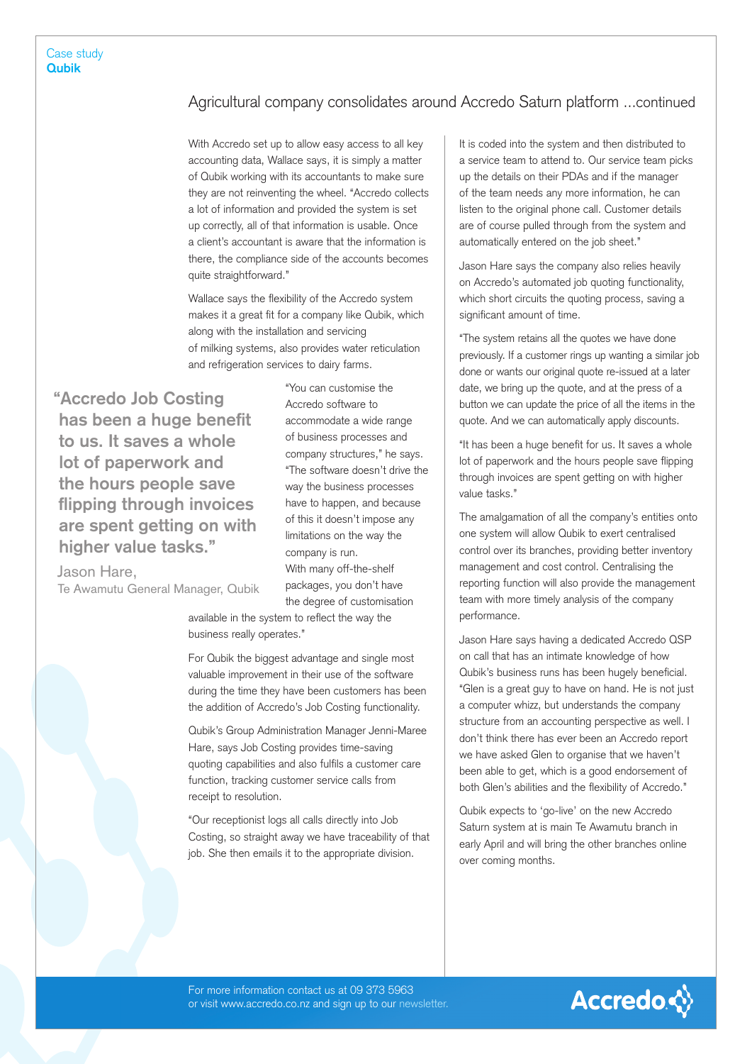Case study
**Qubik**

## Agricultural company consolidates around Accredo Saturn platform ...continued

With Accredo set up to allow easy access to all key accounting data, Wallace says, it is simply a matter of Qubik working with its accountants to make sure they are not reinventing the wheel. "Accredo collects a lot of information and provided the system is set up correctly, all of that information is usable. Once a client's accountant is aware that the information is there, the compliance side of the accounts becomes quite straightforward."

Wallace says the flexibility of the Accredo system makes it a great fit for a company like Qubik, which along with the installation and servicing of milking systems, also provides water reticulation and refrigeration services to dairy farms.

> **"Accredo Job Costing has been a huge benefit to us. It saves a whole lot of paperwork and the hours people save flipping through invoices are spent getting on with higher value tasks."**
>
> Jason Hare,
> Te Awamutu General Manager, Qubik

"You can customise the Accredo software to accommodate a wide range of business processes and company structures," he says. "The software doesn't drive the way the business processes have to happen, and because of this it doesn't impose any limitations on the way the company is run. With many off-the-shelf packages, you don't have the degree of customisation available in the system to reflect the way the business really operates."

For Qubik the biggest advantage and single most valuable improvement in their use of the software during the time they have been customers has been the addition of Accredo's Job Costing functionality.

Qubik's Group Administration Manager Jenni-Maree Hare, says Job Costing provides time-saving quoting capabilities and also fulfils a customer care function, tracking customer service calls from receipt to resolution.

"Our receptionist logs all calls directly into Job Costing, so straight away we have traceability of that job. She then emails it to the appropriate division. It is coded into the system and then distributed to a service team to attend to. Our service team picks up the details on their PDAs and if the manager of the team needs any more information, he can listen to the original phone call. Customer details are of course pulled through from the system and automatically entered on the job sheet."

Jason Hare says the company also relies heavily on Accredo's automated job quoting functionality, which short circuits the quoting process, saving a significant amount of time.

"The system retains all the quotes we have done previously. If a customer rings up wanting a similar job done or wants our original quote re-issued at a later date, we bring up the quote, and at the press of a button we can update the price of all the items in the quote. And we can automatically apply discounts.

"It has been a huge benefit for us. It saves a whole lot of paperwork and the hours people save flipping through invoices are spent getting on with higher value tasks."

The amalgamation of all the company's entities onto one system will allow Qubik to exert centralised control over its branches, providing better inventory management and cost control. Centralising the reporting function will also provide the management team with more timely analysis of the company performance.

Jason Hare says having a dedicated Accredo QSP on call that has an intimate knowledge of how Qubik's business runs has been hugely beneficial. "Glen is a great guy to have on hand. He is not just a computer whizz, but understands the company structure from an accounting perspective as well. I don't think there has ever been an Accredo report we have asked Glen to organise that we haven't been able to get, which is a good endorsement of both Glen's abilities and the flexibility of Accredo."

Qubik expects to 'go-live' on the new Accredo Saturn system at is main Te Awamutu branch in early April and will bring the other branches online over coming months.

For more information contact us at 09 373 5963
or visit www.accredo.co.nz and sign up to our newsletter.

Accredo